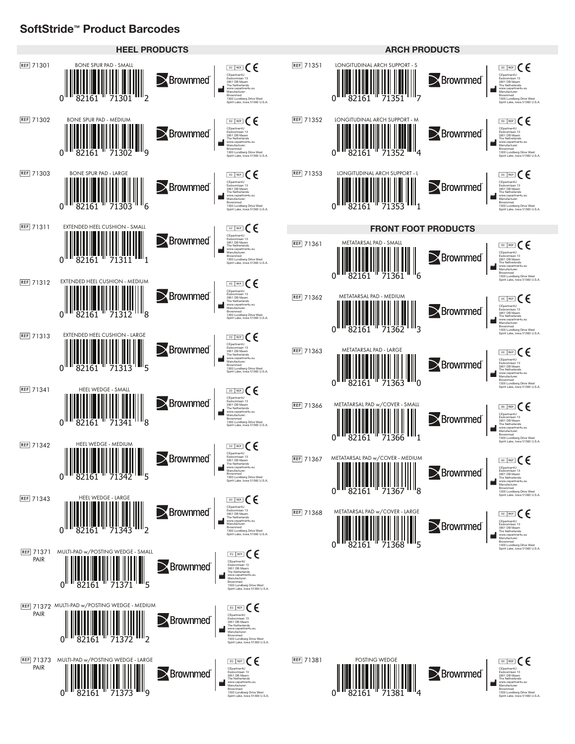# SoftStride™ Product Barcodes

## HEEL PRODUCTS

| REF | Product | Barcode |
|---|---|---|
| 71301 | BONE SPUR PAD - SMALL | 0 82161 71301 2 |
| 71302 | BONE SPUR PAD - MEDIUM | 0 82161 71302 9 |
| 71303 | BONE SPUR PAD - LARGE | 0 82161 71303 6 |
| 71311 | EXTENDED HEEL CUSHION - SMALL | 0 82161 71311 1 |
| 71312 | EXTENDED HEEL CUSHION - MEDIUM | 0 82161 71312 8 |
| 71313 | EXTENDED HEEL CUSHION - LARGE | 0 82161 71313 5 |
| 71341 | HEEL WEDGE - SMALL | 0 82161 71341 8 |
| 71342 | HEEL WEDGE - MEDIUM | 0 82161 71342 5 |
| 71343 | HEEL WEDGE - LARGE | 0 82161 71343 2 |
| 71371 PAIR | MULTI-PAD w/POSTING WEDGE - SMALL | 0 82161 71371 5 |
| 71372 PAIR | MULTI-PAD w/POSTING WEDGE - MEDIUM | 0 82161 71372 2 |
| 71373 PAIR | MULTI-PAD w/POSTING WEDGE - LARGE | 0 82161 71373 9 |

## ARCH PRODUCTS

| REF | Product | Barcode |
|---|---|---|
| 71351 | LONGITUDINAL ARCH SUPPORT - S | 0 82161 71351 7 |
| 71352 | LONGITUDINAL ARCH SUPPORT - M | 0 82161 71352 4 |
| 71353 | LONGITUDINAL ARCH SUPPORT - L | 0 82161 71353 1 |

## FRONT FOOT PRODUCTS

| REF | Product | Barcode |
|---|---|---|
| 71361 | METATARSAL PAD - SMALL | 0 82161 71361 6 |
| 71362 | METATARSAL PAD - MEDIUM | 0 82161 71362 3 |
| 71363 | METATARSAL PAD - LARGE | 0 82161 71363 0 |
| 71366 | METATARSAL PAD w/COVER - SMALL | 0 82161 71366 1 |
| 71367 | METATARSAL PAD w/COVER - MEDIUM | 0 82161 71367 8 |
| 71368 | METATARSAL PAD w/COVER - LARGE | 0 82161 71368 5 |
| 71381 | POSTING WEDGE | 0 82161 71381 4 |

Each label: Brownmed™ — EC REP CE

CEpartner4U
Esdoornlaan 13
3951 DB Maarn
The Netherlands
www.cepartner4u.eu

Manufacturer:
Brownmed
1300 Lundberg Drive West
Spirit Lake, Iowa 51360 U.S.A.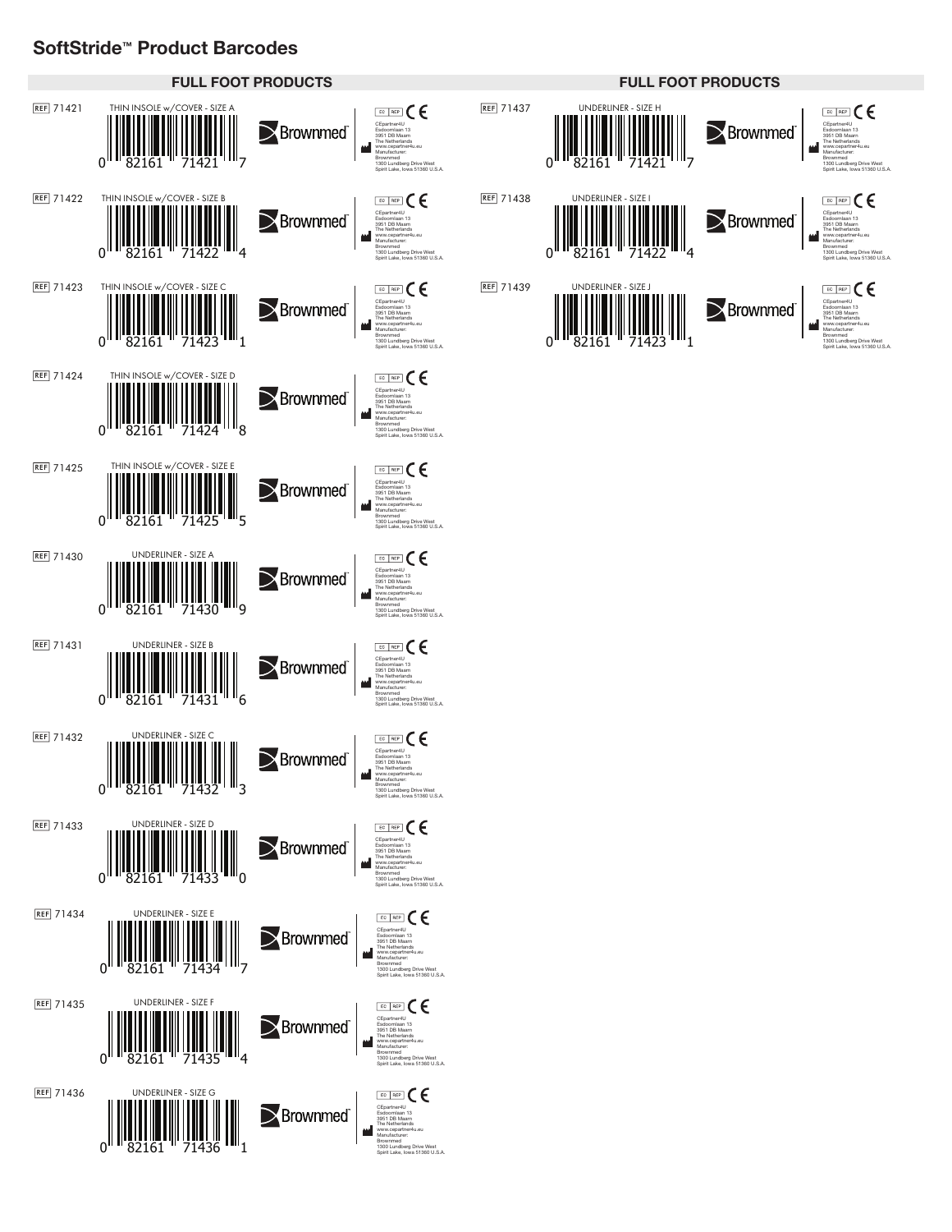## SoftStride™ Product Barcodes

### FULL FOOT PRODUCTS

REF 71421
THIN INSOLE w/COVER - SIZE A
0 82161 71421 7
Brownmed™
EC REP CE
CEpartner4U
Esdoornlaan 13
3951 DB Maarn
The Netherlands
www.cepartner4u.eu
Manufacturer:
Brownmed
1300 Lundberg Drive West
Spirit Lake, Iowa 51360 U.S.A.

REF 71422
THIN INSOLE w/COVER - SIZE B
0 82161 71422 4
Brownmed™
EC REP CE
CEpartner4U
Esdoornlaan 13
3951 DB Maarn
The Netherlands
www.cepartner4u.eu
Manufacturer:
Brownmed
1300 Lundberg Drive West
Spirit Lake, Iowa 51360 U.S.A.

REF 71423
THIN INSOLE w/COVER - SIZE C
0 82161 71423 1
Brownmed™
EC REP CE
CEpartner4U
Esdoornlaan 13
3951 DB Maarn
The Netherlands
www.cepartner4u.eu
Manufacturer:
Brownmed
1300 Lundberg Drive West
Spirit Lake, Iowa 51360 U.S.A.

REF 71424
THIN INSOLE w/COVER - SIZE D
0 82161 71424 8
Brownmed™
EC REP CE
CEpartner4U
Esdoornlaan 13
3951 DB Maarn
The Netherlands
www.cepartner4u.eu
Manufacturer:
Brownmed
1300 Lundberg Drive West
Spirit Lake, Iowa 51360 U.S.A.

REF 71425
THIN INSOLE w/COVER - SIZE E
0 82161 71425 5
Brownmed™
EC REP CE
CEpartner4U
Esdoornlaan 13
3951 DB Maarn
The Netherlands
www.cepartner4u.eu
Manufacturer:
Brownmed
1300 Lundberg Drive West
Spirit Lake, Iowa 51360 U.S.A.

REF 71430
UNDERLINER - SIZE A
0 82161 71430 9
Brownmed™
EC REP CE
CEpartner4U
Esdoornlaan 13
3951 DB Maarn
The Netherlands
www.cepartner4u.eu
Manufacturer:
Brownmed
1300 Lundberg Drive West
Spirit Lake, Iowa 51360 U.S.A.

REF 71431
UNDERLINER - SIZE B
0 82161 71431 6
Brownmed™
EC REP CE
CEpartner4U
Esdoornlaan 13
3951 DB Maarn
The Netherlands
www.cepartner4u.eu
Manufacturer:
Brownmed
1300 Lundberg Drive West
Spirit Lake, Iowa 51360 U.S.A.

REF 71432
UNDERLINER - SIZE C
0 82161 71432 3
Brownmed™
EC REP CE
CEpartner4U
Esdoornlaan 13
3951 DB Maarn
The Netherlands
www.cepartner4u.eu
Manufacturer:
Brownmed
1300 Lundberg Drive West
Spirit Lake, Iowa 51360 U.S.A.

REF 71433
UNDERLINER - SIZE D
0 82161 71433 0
Brownmed™
EC REP CE
CEpartner4U
Esdoornlaan 13
3951 DB Maarn
The Netherlands
www.cepartner4u.eu
Manufacturer:
Brownmed
1300 Lundberg Drive West
Spirit Lake, Iowa 51360 U.S.A.

REF 71434
UNDERLINER - SIZE E
0 82161 71434 7
Brownmed™
EC REP CE
CEpartner4U
Esdoornlaan 13
3951 DB Maarn
The Netherlands
www.cepartner4u.eu
Manufacturer:
Brownmed
1300 Lundberg Drive West
Spirit Lake, Iowa 51360 U.S.A.

REF 71435
UNDERLINER - SIZE F
0 82161 71435 4
Brownmed™
EC REP CE
CEpartner4U
Esdoornlaan 13
3951 DB Maarn
The Netherlands
www.cepartner4u.eu
Manufacturer:
Brownmed
1300 Lundberg Drive West
Spirit Lake, Iowa 51360 U.S.A.

REF 71436
UNDERLINER - SIZE G
0 82161 71436 1
Brownmed™
EC REP CE
CEpartner4U
Esdoornlaan 13
3951 DB Maarn
The Netherlands
www.cepartner4u.eu
Manufacturer:
Brownmed
1300 Lundberg Drive West
Spirit Lake, Iowa 51360 U.S.A.

### FULL FOOT PRODUCTS

REF 71437
UNDERLINER - SIZE H
0 82161 71421 7
Brownmed™
EC REP CE
CEpartner4U
Esdoornlaan 13
3951 DB Maarn
The Netherlands
www.cepartner4u.eu
Manufacturer:
Brownmed
1300 Lundberg Drive West
Spirit Lake, Iowa 51360 U.S.A.

REF 71438
UNDERLINER - SIZE I
0 82161 71422 4
Brownmed™
EC REP CE
CEpartner4U
Esdoornlaan 13
3951 DB Maarn
The Netherlands
www.cepartner4u.eu
Manufacturer:
Brownmed
1300 Lundberg Drive West
Spirit Lake, Iowa 51360 U.S.A.

REF 71439
UNDERLINER - SIZE J
0 82161 71423 1
Brownmed™
EC REP CE
CEpartner4U
Esdoornlaan 13
3951 DB Maarn
The Netherlands
www.cepartner4u.eu
Manufacturer:
Brownmed
1300 Lundberg Drive West
Spirit Lake, Iowa 51360 U.S.A.